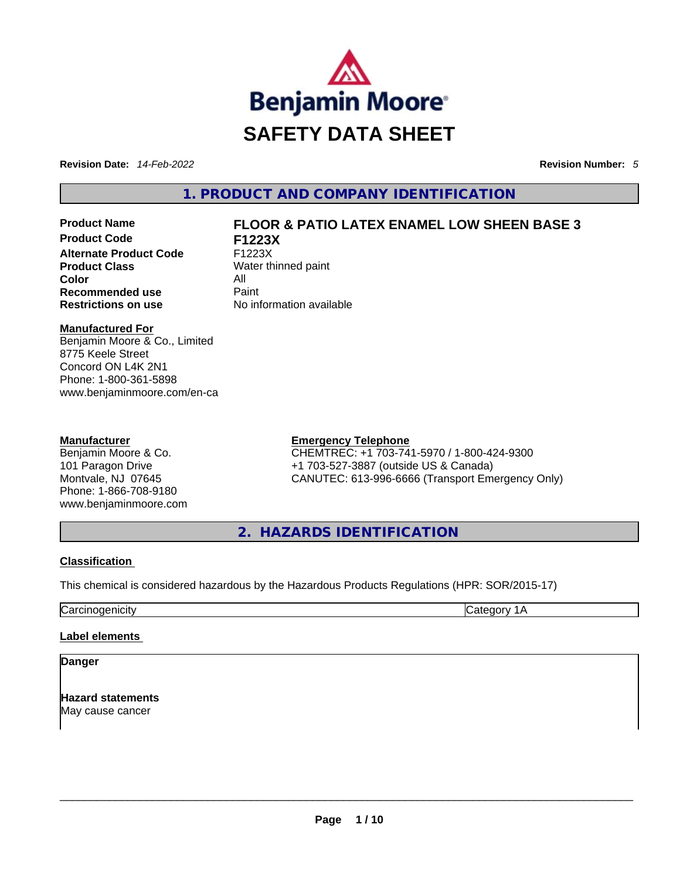# SAFETY DATA SHEET

**Revision Date:** *14-Feb-2022* **Revision Number:** *5*

## 1. PRODUCT AND COMPANY IDENTIFICATION

| | |
|---|---|
| **Product Name** | **FLOOR & PATIO LATEX ENAMEL LOW SHEEN BASE 3** |
| **Product Code** | **F1223X** |
| **Alternate Product Code** | F1223X |
| **Product Class** | Water thinned paint |
| **Color** | All |
| **Recommended use** | Paint |
| **Restrictions on use** | No information available |

**Manufactured For**
Benjamin Moore & Co., Limited
8775 Keele Street
Concord ON L4K 2N1
Phone: 1-800-361-5898
www.benjaminmoore.com/en-ca

**Manufacturer**
Benjamin Moore & Co.
101 Paragon Drive
Montvale, NJ 07645
Phone: 1-866-708-9180
www.benjaminmoore.com

**Emergency Telephone**
CHEMTREC: +1 703-741-5970 / 1-800-424-9300
+1 703-527-3887 (outside US & Canada)
CANUTEC: 613-996-6666 (Transport Emergency Only)

## 2. HAZARDS IDENTIFICATION

**Classification**

This chemical is considered hazardous by the Hazardous Products Regulations (HPR: SOR/2015-17)

| | |
|---|---|
| Carcinogenicity | Category 1A |

**Label elements**

**Danger**

**Hazard statements**
May cause cancer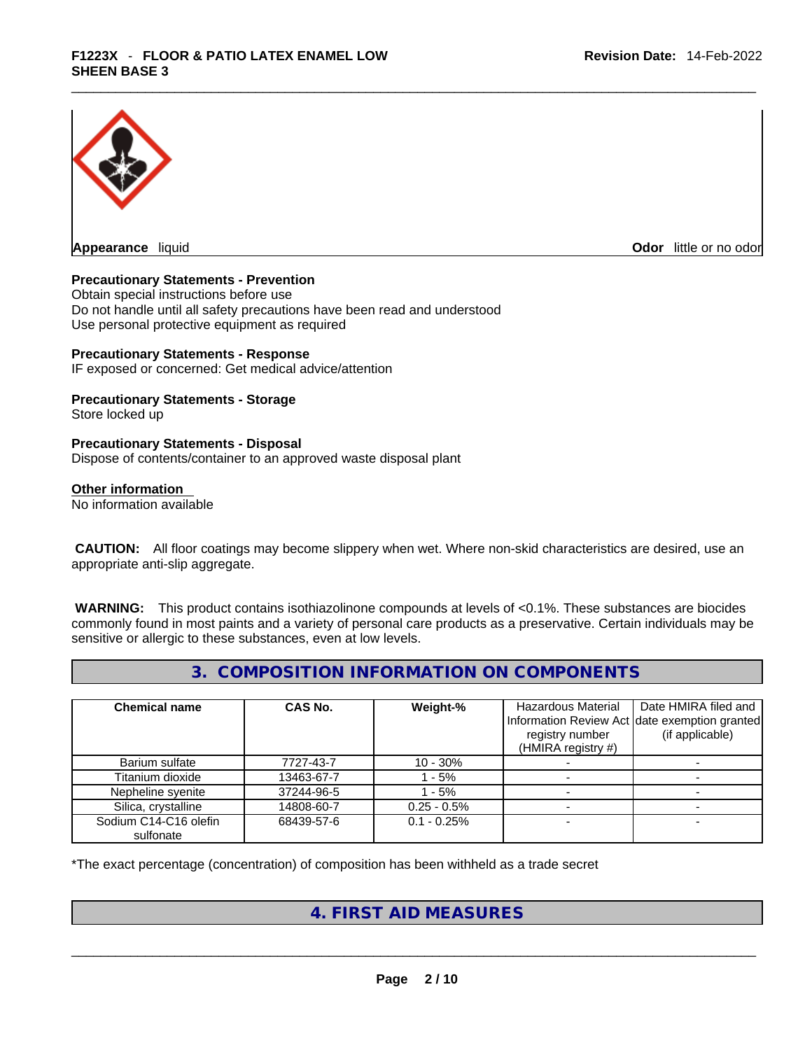**Appearance** liquid **Odor** little or no odor

**Precautionary Statements - Prevention**

Obtain special instructions before use
Do not handle until all safety precautions have been read and understood
Use personal protective equipment as required

**Precautionary Statements - Response**

IF exposed or concerned: Get medical advice/attention

**Precautionary Statements - Storage**

Store locked up

**Precautionary Statements - Disposal**

Dispose of contents/container to an approved waste disposal plant

**Other information**

No information available

**CAUTION:** All floor coatings may become slippery when wet. Where non-skid characteristics are desired, use an appropriate anti-slip aggregate.

**WARNING:** This product contains isothiazolinone compounds at levels of <0.1%. These substances are biocides commonly found in most paints and a variety of personal care products as a preservative. Certain individuals may be sensitive or allergic to these substances, even at low levels.

## 3. COMPOSITION INFORMATION ON COMPONENTS

| Chemical name | CAS No. | Weight-% | Hazardous Material Information Review Act registry number (HMIRA registry #) | Date HMIRA filed and date exemption granted (if applicable) |
|---|---|---|---|---|
| Barium sulfate | 7727-43-7 | 10 - 30% | - | - |
| Titanium dioxide | 13463-67-7 | 1 - 5% | - | - |
| Nepheline syenite | 37244-96-5 | 1 - 5% | - | - |
| Silica, crystalline | 14808-60-7 | 0.25 - 0.5% | - | - |
| Sodium C14-C16 olefin sulfonate | 68439-57-6 | 0.1 - 0.25% | - | - |

*The exact percentage (concentration) of composition has been withheld as a trade secret

## 4. FIRST AID MEASURES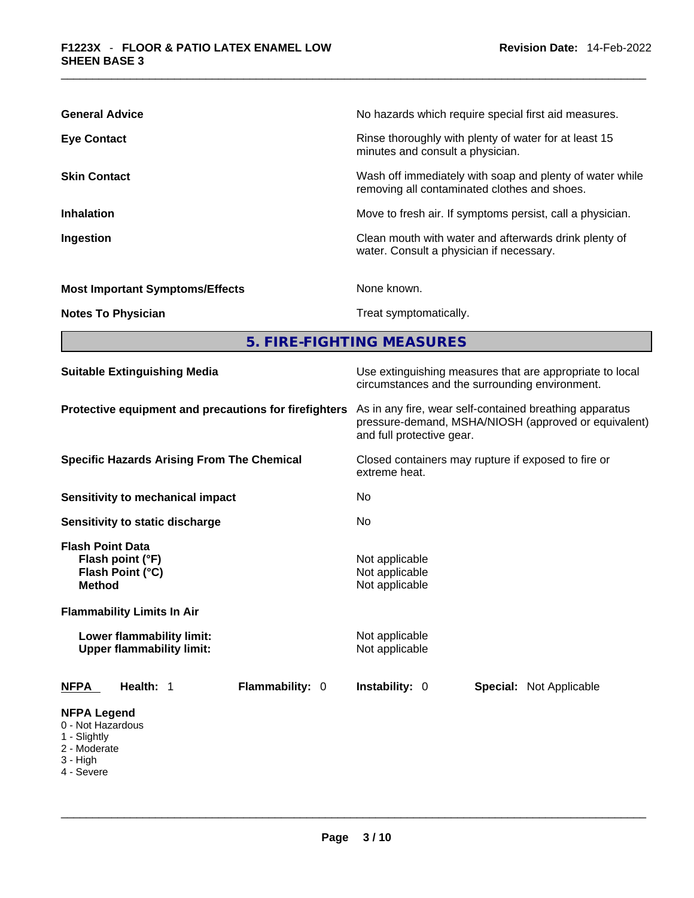| | |
|---|---|
| **General Advice** | No hazards which require special first aid measures. |
| **Eye Contact** | Rinse thoroughly with plenty of water for at least 15 minutes and consult a physician. |
| **Skin Contact** | Wash off immediately with soap and plenty of water while removing all contaminated clothes and shoes. |
| **Inhalation** | Move to fresh air. If symptoms persist, call a physician. |
| **Ingestion** | Clean mouth with water and afterwards drink plenty of water. Consult a physician if necessary. |
| **Most Important Symptoms/Effects** | None known. |
| **Notes To Physician** | Treat symptomatically. |

## 5. FIRE-FIGHTING MEASURES

| | |
|---|---|
| **Suitable Extinguishing Media** | Use extinguishing measures that are appropriate to local circumstances and the surrounding environment. |
| **Protective equipment and precautions for firefighters** | As in any fire, wear self-contained breathing apparatus pressure-demand, MSHA/NIOSH (approved or equivalent) and full protective gear. |
| **Specific Hazards Arising From The Chemical** | Closed containers may rupture if exposed to fire or extreme heat. |
| **Sensitivity to mechanical impact** | No |
| **Sensitivity to static discharge** | No |

**Flash Point Data**

| | |
|---|---|
| **Flash point (°F)** | Not applicable |
| **Flash Point (°C)** | Not applicable |
| **Method** | Not applicable |

**Flammability Limits In Air**

| | |
|---|---|
| **Lower flammability limit:** | Not applicable |
| **Upper flammability limit:** | Not applicable |

**NFPA** **Health:** 1 **Flammability:** 0 **Instability:** 0 **Special:** Not Applicable

**NFPA Legend**
- 0 - Not Hazardous
- 1 - Slightly
- 2 - Moderate
- 3 - High
- 4 - Severe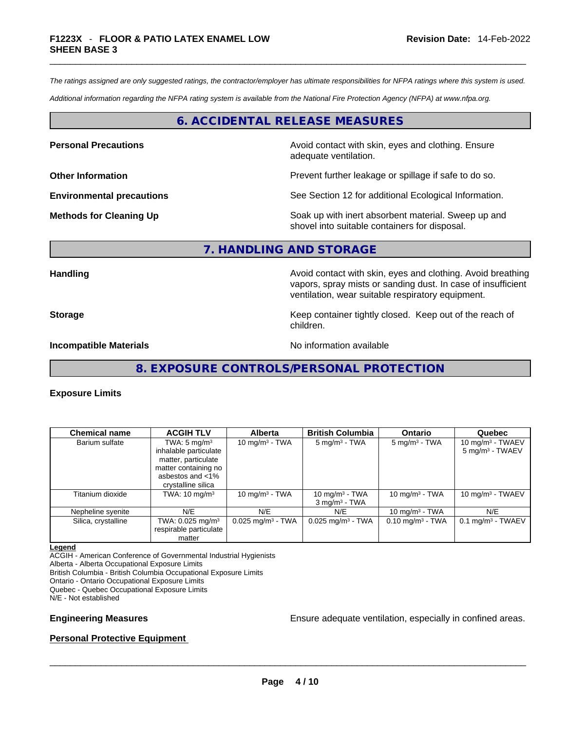*The ratings assigned are only suggested ratings, the contractor/employer has ultimate responsibilities for NFPA ratings where this system is used.*

*Additional information regarding the NFPA rating system is available from the National Fire Protection Agency (NFPA) at www.nfpa.org.*

## 6. ACCIDENTAL RELEASE MEASURES

**Personal Precautions** Avoid contact with skin, eyes and clothing. Ensure adequate ventilation.

**Other Information** Prevent further leakage or spillage if safe to do so.

**Environmental precautions** See Section 12 for additional Ecological Information.

**Methods for Cleaning Up** Soak up with inert absorbent material. Sweep up and shovel into suitable containers for disposal.

## 7. HANDLING AND STORAGE

**Handling** Avoid contact with skin, eyes and clothing. Avoid breathing vapors, spray mists or sanding dust. In case of insufficient ventilation, wear suitable respiratory equipment.

**Storage** Keep container tightly closed. Keep out of the reach of children.

**Incompatible Materials** No information available

## 8. EXPOSURE CONTROLS/PERSONAL PROTECTION

### Exposure Limits

| Chemical name | ACGIH TLV | Alberta | British Columbia | Ontario | Quebec |
|---|---|---|---|---|---|
| Barium sulfate | TWA: 5 mg/m³ inhalable particulate matter, particulate matter containing no asbestos and <1% crystalline silica | 10 mg/m³ - TWA | 5 mg/m³ - TWA | 5 mg/m³ - TWA | 10 mg/m³ - TWAEV<br>5 mg/m³ - TWAEV |
| Titanium dioxide | TWA: 10 mg/m³ | 10 mg/m³ - TWA | 10 mg/m³ - TWA<br>3 mg/m³ - TWA | 10 mg/m³ - TWA | 10 mg/m³ - TWAEV |
| Nepheline syenite | N/E | N/E | N/E | 10 mg/m³ - TWA | N/E |
| Silica, crystalline | TWA: 0.025 mg/m³ respirable particulate matter | 0.025 mg/m³ - TWA | 0.025 mg/m³ - TWA | 0.10 mg/m³ - TWA | 0.1 mg/m³ - TWAEV |

**Legend**

ACGIH - American Conference of Governmental Industrial Hygienists
Alberta - Alberta Occupational Exposure Limits
British Columbia - British Columbia Occupational Exposure Limits
Ontario - Ontario Occupational Exposure Limits
Quebec - Quebec Occupational Exposure Limits
N/E - Not established

**Engineering Measures** Ensure adequate ventilation, especially in confined areas.

**Personal Protective Equipment**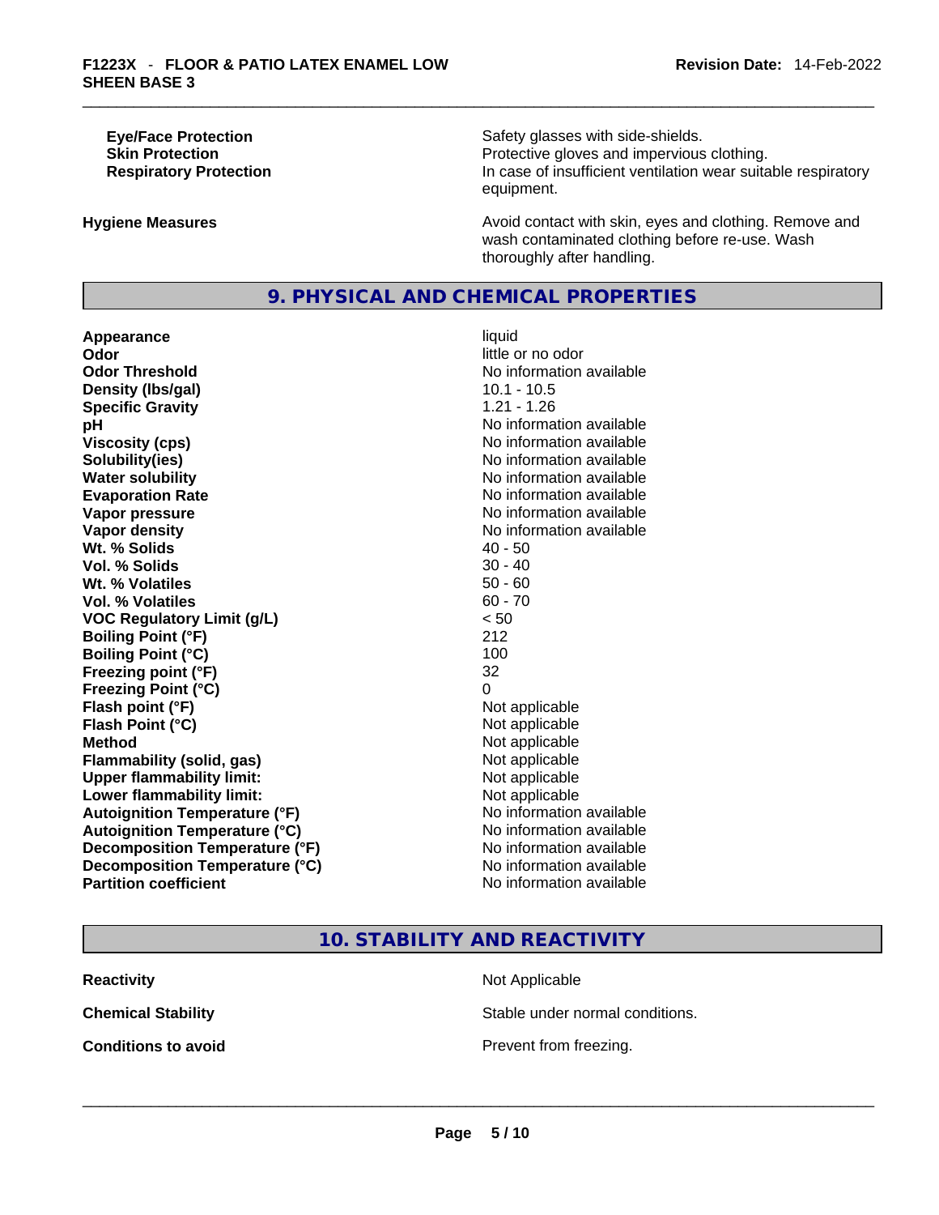| | |
|---|---|
| **Eye/Face Protection** | Safety glasses with side-shields. |
| **Skin Protection** | Protective gloves and impervious clothing. |
| **Respiratory Protection** | In case of insufficient ventilation wear suitable respiratory equipment. |

| | |
|---|---|
| **Hygiene Measures** | Avoid contact with skin, eyes and clothing. Remove and wash contaminated clothing before re-use. Wash thoroughly after handling. |

## 9. PHYSICAL AND CHEMICAL PROPERTIES

| | |
|---|---|
| **Appearance** | liquid |
| **Odor** | little or no odor |
| **Odor Threshold** | No information available |
| **Density (lbs/gal)** | 10.1 - 10.5 |
| **Specific Gravity** | 1.21 - 1.26 |
| **pH** | No information available |
| **Viscosity (cps)** | No information available |
| **Solubility(ies)** | No information available |
| **Water solubility** | No information available |
| **Evaporation Rate** | No information available |
| **Vapor pressure** | No information available |
| **Vapor density** | No information available |
| **Wt. % Solids** | 40 - 50 |
| **Vol. % Solids** | 30 - 40 |
| **Wt. % Volatiles** | 50 - 60 |
| **Vol. % Volatiles** | 60 - 70 |
| **VOC Regulatory Limit (g/L)** | < 50 |
| **Boiling Point (°F)** | 212 |
| **Boiling Point (°C)** | 100 |
| **Freezing point (°F)** | 32 |
| **Freezing Point (°C)** | 0 |
| **Flash point (°F)** | Not applicable |
| **Flash Point (°C)** | Not applicable |
| **Method** | Not applicable |
| **Flammability (solid, gas)** | Not applicable |
| **Upper flammability limit:** | Not applicable |
| **Lower flammability limit:** | Not applicable |
| **Autoignition Temperature (°F)** | No information available |
| **Autoignition Temperature (°C)** | No information available |
| **Decomposition Temperature (°F)** | No information available |
| **Decomposition Temperature (°C)** | No information available |
| **Partition coefficient** | No information available |

## 10. STABILITY AND REACTIVITY

| | |
|---|---|
| **Reactivity** | Not Applicable |
| **Chemical Stability** | Stable under normal conditions. |
| **Conditions to avoid** | Prevent from freezing. |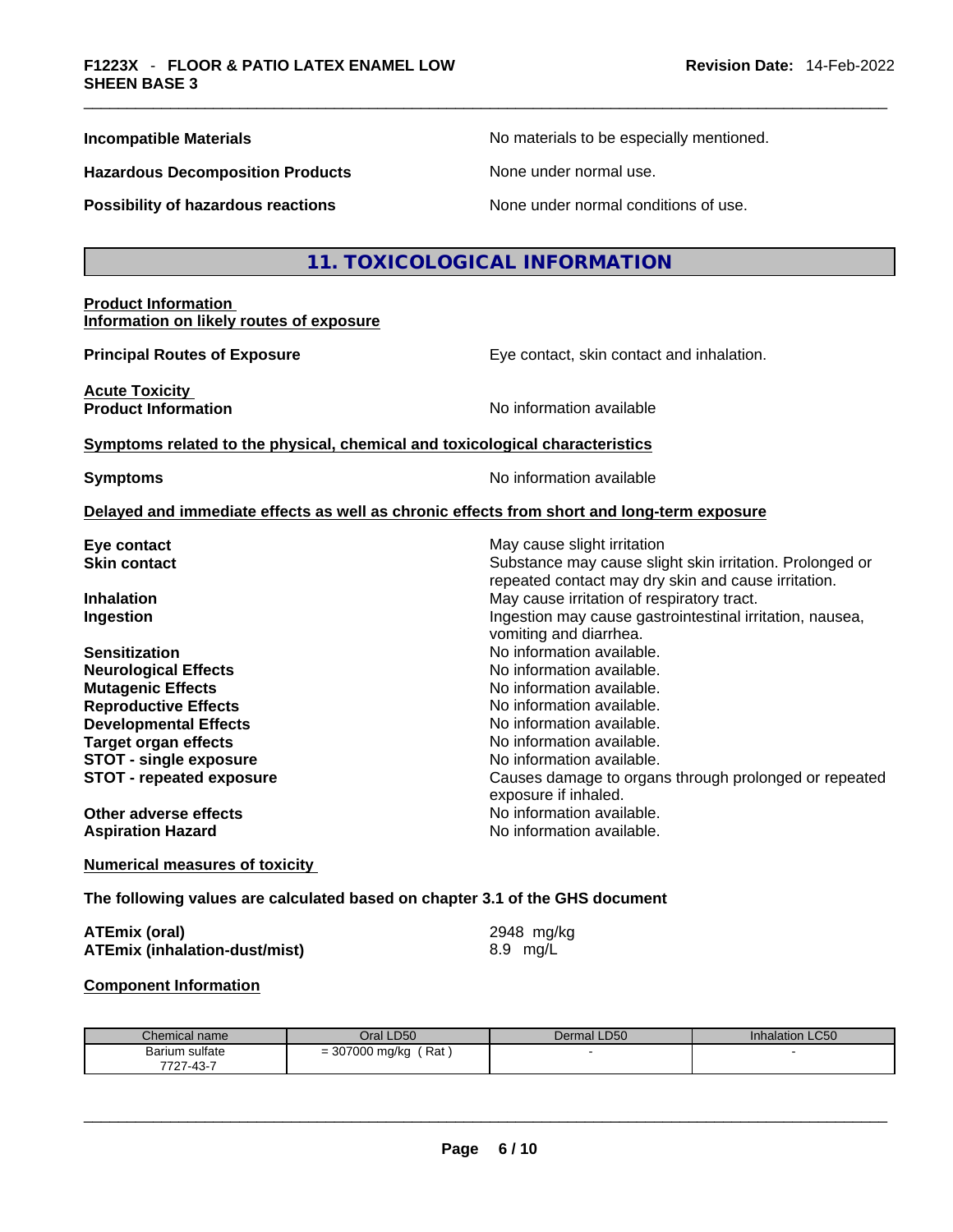**Incompatible Materials** No materials to be especially mentioned.

**Hazardous Decomposition Products** None under normal use.

**Possibility of hazardous reactions** None under normal conditions of use.

## 11. TOXICOLOGICAL INFORMATION

**Product Information**
**Information on likely routes of exposure**

**Principal Routes of Exposure** Eye contact, skin contact and inhalation.

**Acute Toxicity**
**Product Information** No information available

**Symptoms related to the physical, chemical and toxicological characteristics**

**Symptoms** No information available

**Delayed and immediate effects as well as chronic effects from short and long-term exposure**

**Eye contact** May cause slight irritation
**Skin contact** Substance may cause slight skin irritation. Prolonged or repeated contact may dry skin and cause irritation.
**Inhalation** May cause irritation of respiratory tract.
**Ingestion** Ingestion may cause gastrointestinal irritation, nausea, vomiting and diarrhea.
**Sensitization** No information available.
**Neurological Effects** No information available.
**Mutagenic Effects** No information available.
**Reproductive Effects** No information available.
**Developmental Effects** No information available.
**Target organ effects** No information available.
**STOT - single exposure** No information available.
**STOT - repeated exposure** Causes damage to organs through prolonged or repeated exposure if inhaled.
**Other adverse effects** No information available.
**Aspiration Hazard** No information available.

**Numerical measures of toxicity**

**The following values are calculated based on chapter 3.1 of the GHS document**

**ATEmix (oral)** 2948 mg/kg
**ATEmix (inhalation-dust/mist)** 8.9 mg/L

**Component Information**

| Chemical name | Oral LD50 | Dermal LD50 | Inhalation LC50 |
|---|---|---|---|
| Barium sulfate<br>7727-43-7 | = 307000 mg/kg ( Rat ) | - | - |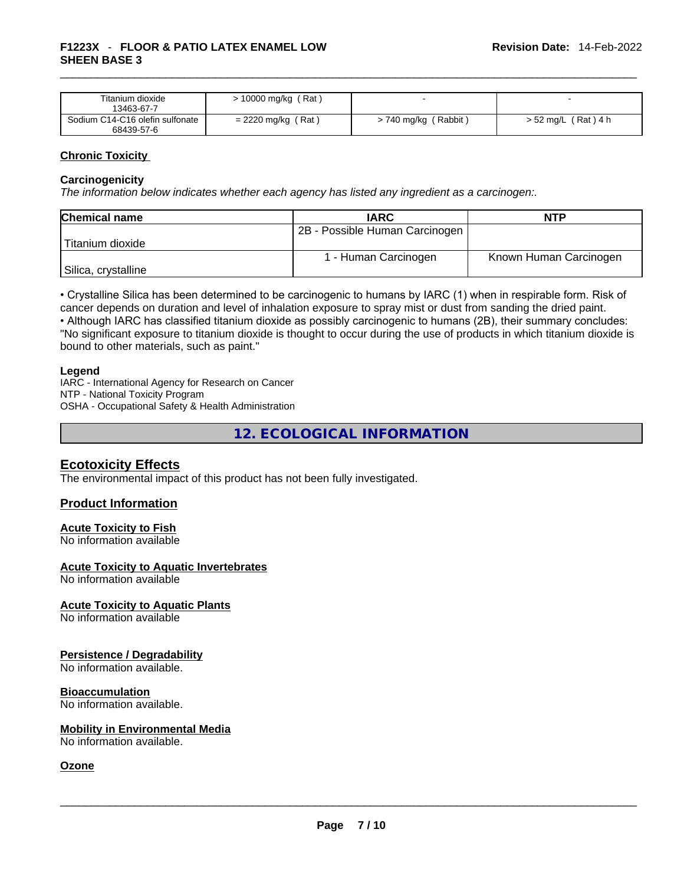| Titanium dioxide 13463-67-7 | > 10000 mg/kg ( Rat ) | - | - |
|---|---|---|---|
| Sodium C14-C16 olefin sulfonate 68439-57-6 | = 2220 mg/kg ( Rat ) | > 740 mg/kg ( Rabbit ) | > 52 mg/L ( Rat ) 4 h |

**Chronic Toxicity**

**Carcinogenicity**

*The information below indicates whether each agency has listed any ingredient as a carcinogen:.*

| Chemical name | IARC | NTP |
|---|---|---|
| Titanium dioxide | 2B - Possible Human Carcinogen | |
| Silica, crystalline | 1 - Human Carcinogen | Known Human Carcinogen |

• Crystalline Silica has been determined to be carcinogenic to humans by IARC (1) when in respirable form. Risk of cancer depends on duration and level of inhalation exposure to spray mist or dust from sanding the dried paint.
• Although IARC has classified titanium dioxide as possibly carcinogenic to humans (2B), their summary concludes: "No significant exposure to titanium dioxide is thought to occur during the use of products in which titanium dioxide is bound to other materials, such as paint."

**Legend**

IARC - International Agency for Research on Cancer
NTP - National Toxicity Program
OSHA - Occupational Safety & Health Administration

## 12. ECOLOGICAL INFORMATION

### Ecotoxicity Effects

The environmental impact of this product has not been fully investigated.

### Product Information

**Acute Toxicity to Fish**

No information available

**Acute Toxicity to Aquatic Invertebrates**

No information available

**Acute Toxicity to Aquatic Plants**

No information available

**Persistence / Degradability**

No information available.

**Bioaccumulation**

No information available.

**Mobility in Environmental Media**

No information available.

**Ozone**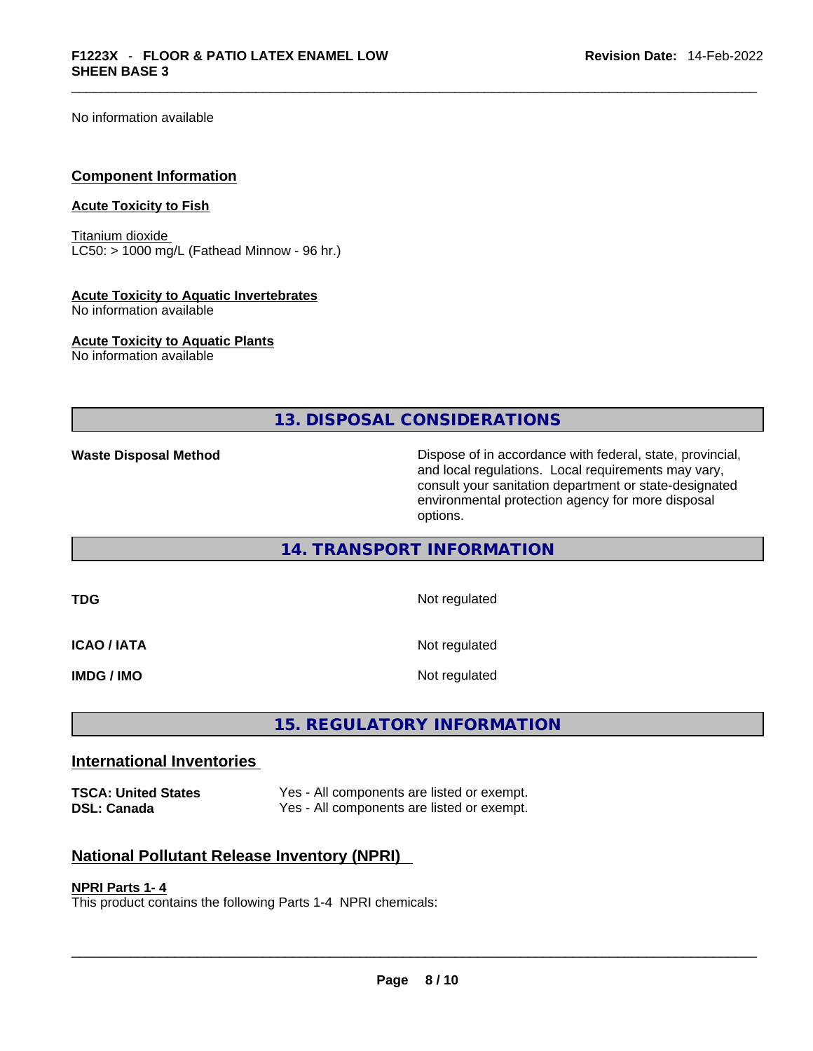No information available

## Component Information

**Acute Toxicity to Fish**

Titanium dioxide
LC50: > 1000 mg/L (Fathead Minnow - 96 hr.)

**Acute Toxicity to Aquatic Invertebrates**
No information available

**Acute Toxicity to Aquatic Plants**
No information available

## 13. DISPOSAL CONSIDERATIONS

| | |
|---|---|
| **Waste Disposal Method** | Dispose of in accordance with federal, state, provincial, and local regulations. Local requirements may vary, consult your sanitation department or state-designated environmental protection agency for more disposal options. |

## 14. TRANSPORT INFORMATION

| | |
|---|---|
| **TDG** | Not regulated |
| **ICAO / IATA** | Not regulated |
| **IMDG / IMO** | Not regulated |

## 15. REGULATORY INFORMATION

### International Inventories

| | |
|---|---|
| **TSCA: United States** | Yes - All components are listed or exempt. |
| **DSL: Canada** | Yes - All components are listed or exempt. |

### National Pollutant Release Inventory (NPRI)

**NPRI Parts 1- 4**
This product contains the following Parts 1-4 NPRI chemicals: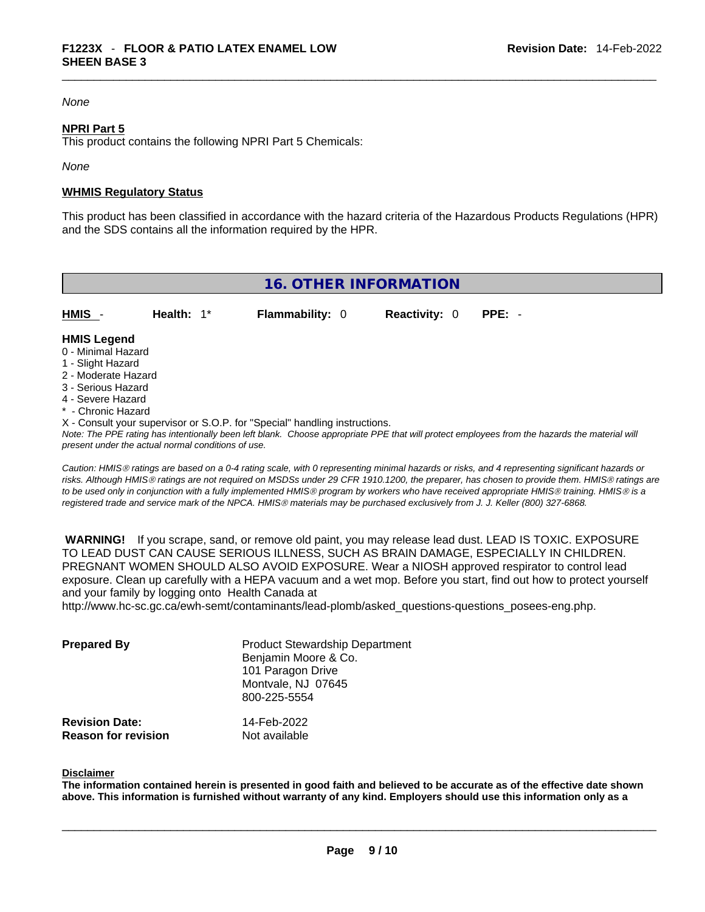*None*

**NPRI Part 5**
This product contains the following NPRI Part 5 Chemicals:

*None*

**WHMIS Regulatory Status**

This product has been classified in accordance with the hazard criteria of the Hazardous Products Regulations (HPR) and the SDS contains all the information required by the HPR.

## 16. OTHER INFORMATION

| HMIS - | Health: 1* | Flammability: 0 | Reactivity: 0 | PPE: - |
|---|---|---|---|---|

**HMIS Legend**
0 - Minimal Hazard
1 - Slight Hazard
2 - Moderate Hazard
3 - Serious Hazard
4 - Severe Hazard
* - Chronic Hazard
X - Consult your supervisor or S.O.P. for "Special" handling instructions.
*Note: The PPE rating has intentionally been left blank. Choose appropriate PPE that will protect employees from the hazards the material will present under the actual normal conditions of use.*

*Caution: HMIS® ratings are based on a 0-4 rating scale, with 0 representing minimal hazards or risks, and 4 representing significant hazards or risks. Although HMIS® ratings are not required on MSDSs under 29 CFR 1910.1200, the preparer, has chosen to provide them. HMIS® ratings are to be used only in conjunction with a fully implemented HMIS® program by workers who have received appropriate HMIS® training. HMIS® is a registered trade and service mark of the NPCA. HMIS® materials may be purchased exclusively from J. J. Keller (800) 327-6868.*

**WARNING!** If you scrape, sand, or remove old paint, you may release lead dust. LEAD IS TOXIC. EXPOSURE TO LEAD DUST CAN CAUSE SERIOUS ILLNESS, SUCH AS BRAIN DAMAGE, ESPECIALLY IN CHILDREN. PREGNANT WOMEN SHOULD ALSO AVOID EXPOSURE. Wear a NIOSH approved respirator to control lead exposure. Clean up carefully with a HEPA vacuum and a wet mop. Before you start, find out how to protect yourself and your family by logging onto Health Canada at http://www.hc-sc.gc.ca/ewh-semt/contaminants/lead-plomb/asked_questions-questions_posees-eng.php.

**Prepared By**
Product Stewardship Department
Benjamin Moore & Co.
101 Paragon Drive
Montvale, NJ 07645
800-225-5554

**Revision Date:** 14-Feb-2022
**Reason for revision** Not available

**Disclaimer**
**The information contained herein is presented in good faith and believed to be accurate as of the effective date shown above. This information is furnished without warranty of any kind. Employers should use this information only as a**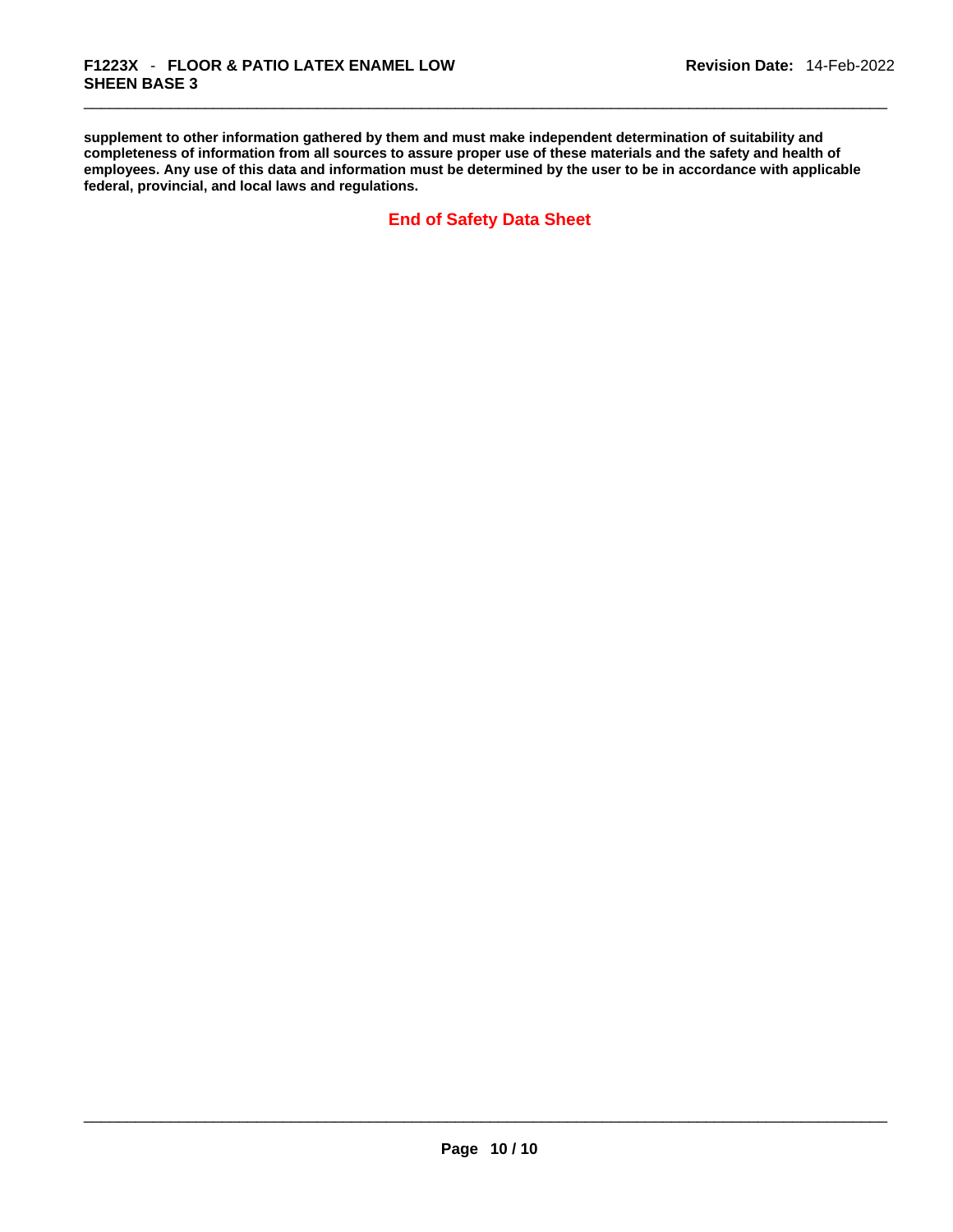**supplement to other information gathered by them and must make independent determination of suitability and completeness of information from all sources to assure proper use of these materials and the safety and health of employees. Any use of this data and information must be determined by the user to be in accordance with applicable federal, provincial, and local laws and regulations.**

**End of Safety Data Sheet**